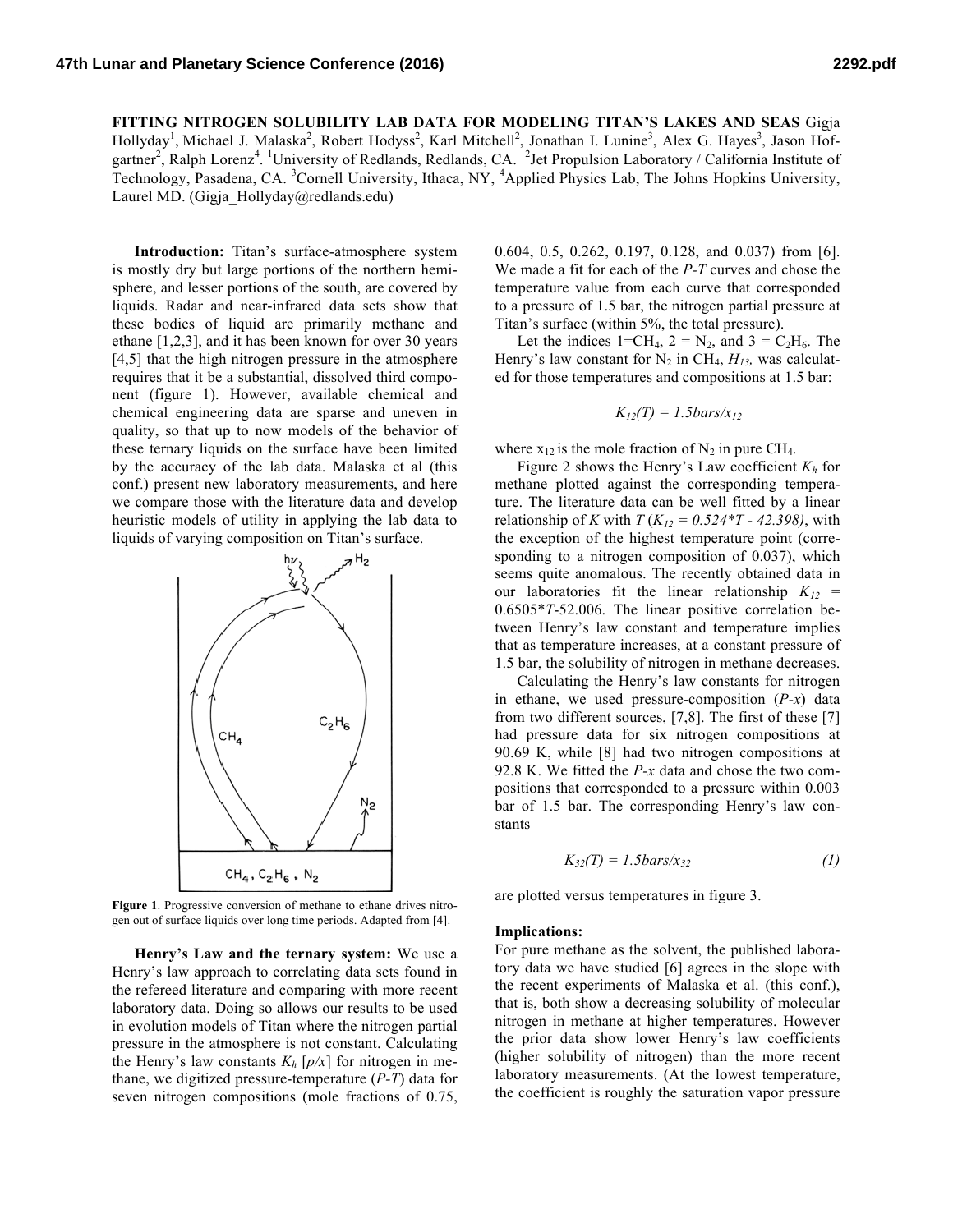**FITTING NITROGEN SOLUBILITY LAB DATA FOR MODELING TITAN'S LAKES AND SEAS** Gigja Hollyday[1], Michael J. Malaska[2], Robert Hodyss[2], Karl Mitchell[2], Jonathan I. Lunine[3], Alex G. Hayes[3], Jason Hofgartner[2], Ralph Lorenz[4]. [1]University of Redlands, Redlands, CA. [2]Jet Propulsion Laboratory / California Institute of Technology, Pasadena, CA. [3]Cornell University, Ithaca, NY, [4]Applied Physics Lab, The Johns Hopkins University, Laurel MD. (Gigja_Hollyday@redlands.edu)

**Introduction:** Titan's surface-atmosphere system is mostly dry but large portions of the northern hemisphere, and lesser portions of the south, are covered by liquids. Radar and near-infrared data sets show that these bodies of liquid are primarily methane and ethane [1,2,3], and it has been known for over 30 years [4,5] that the high nitrogen pressure in the atmosphere requires that it be a substantial, dissolved third component (figure 1). However, available chemical and chemical engineering data are sparse and uneven in quality, so that up to now models of the behavior of these ternary liquids on the surface have been limited by the accuracy of the lab data. Malaska et al (this conf.) present new laboratory measurements, and here we compare those with the literature data and develop heuristic models of utility in applying the lab data to liquids of varying composition on Titan's surface.

**Figure 1**. Progressive conversion of methane to ethane drives nitrogen out of surface liquids over long time periods. Adapted from [4].

**Henry's Law and the ternary system:** We use a Henry's law approach to correlating data sets found in the refereed literature and comparing with more recent laboratory data. Doing so allows our results to be used in evolution models of Titan where the nitrogen partial pressure in the atmosphere is not constant. Calculating the Henry's law constants $K_h$ [$p/x$] for nitrogen in methane, we digitized pressure-temperature ($P$-$T$) data for seven nitrogen compositions (mole fractions of 0.75, 0.604, 0.5, 0.262, 0.197, 0.128, and 0.037) from [6]. We made a fit for each of the $P$-$T$ curves and chose the temperature value from each curve that corresponded to a pressure of 1.5 bar, the nitrogen partial pressure at Titan's surface (within 5%, the total pressure).

Let the indices 1=$CH_4$, 2 = $N_2$, and 3 = $C_2H_6$. The Henry's law constant for $N_2$ in $CH_4$, $H_{13}$, was calculated for those temperatures and compositions at 1.5 bar:

$$K_{12}(T) = 1.5bars/x_{12}$$

where $x_{12}$ is the mole fraction of $N_2$ in pure $CH_4$.

Figure 2 shows the Henry's Law coefficient $K_h$ for methane plotted against the corresponding temperature. The literature data can be well fitted by a linear relationship of $K$ with $T$ ($K_{12} = 0.524*T - 42.398$), with the exception of the highest temperature point (corresponding to a nitrogen composition of 0.037), which seems quite anomalous. The recently obtained data in our laboratories fit the linear relationship $K_{12} = 0.6505*T-52.006$. The linear positive correlation between Henry's law constant and temperature implies that as temperature increases, at a constant pressure of 1.5 bar, the solubility of nitrogen in methane decreases.

Calculating the Henry's law constants for nitrogen in ethane, we used pressure-composition ($P$-$x$) data from two different sources, [7,8]. The first of these [7] had pressure data for six nitrogen compositions at 90.69 K, while [8] had two nitrogen compositions at 92.8 K. We fitted the $P$-$x$ data and chose the two compositions that corresponded to a pressure within 0.003 bar of 1.5 bar. The corresponding Henry's law constants

$$K_{32}(T) = 1.5bars/x_{32} \tag{1}$$

are plotted versus temperatures in figure 3.

**Implications:**

For pure methane as the solvent, the published laboratory data we have studied [6] agrees in the slope with the recent experiments of Malaska et al. (this conf.), that is, both show a decreasing solubility of molecular nitrogen in methane at higher temperatures. However the prior data show lower Henry's law coefficients (higher solubility of nitrogen) than the more recent laboratory measurements. (At the lowest temperature, the coefficient is roughly the saturation vapor pressure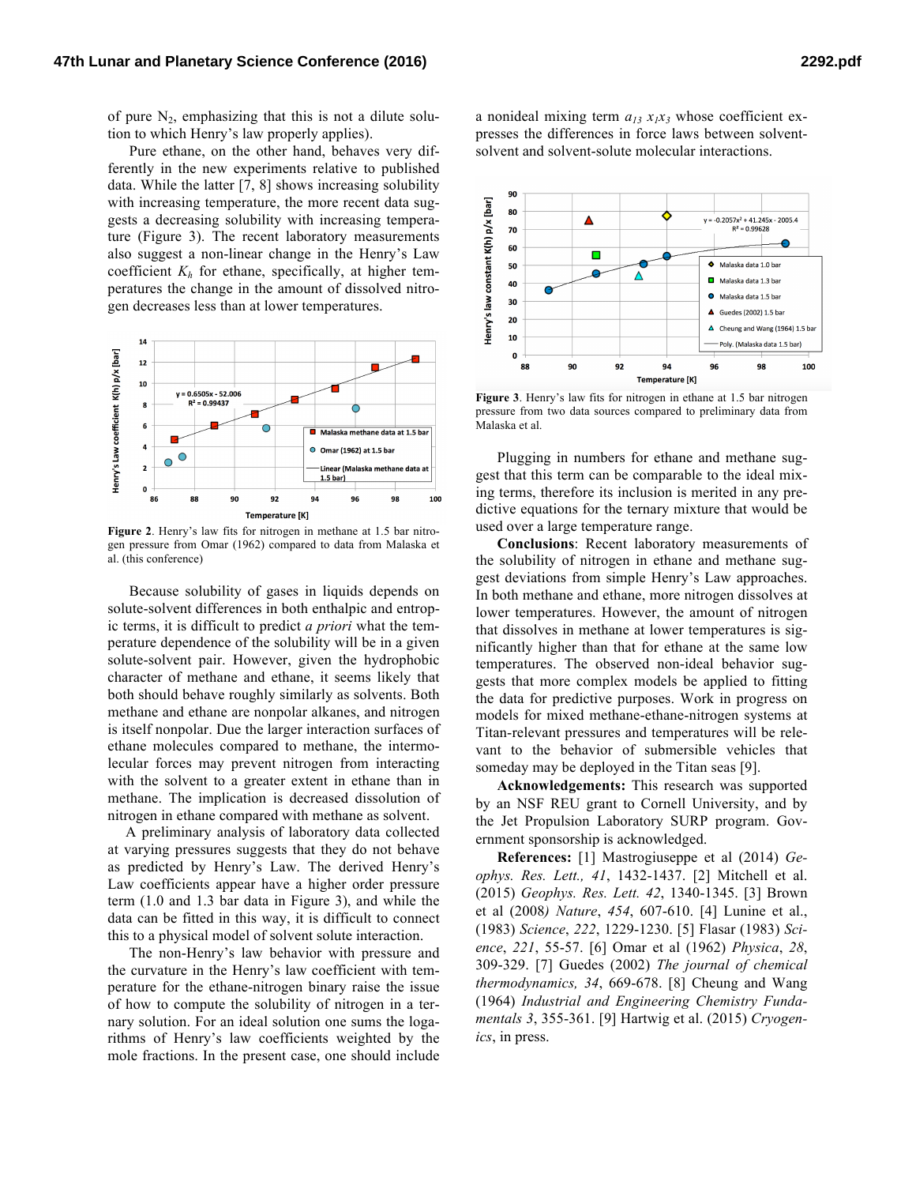of pure $N_2$, emphasizing that this is not a dilute solution to which Henry's law properly applies).

Pure ethane, on the other hand, behaves very differently in the new experiments relative to published data. While the latter [7, 8] shows increasing solubility with increasing temperature, the more recent data suggests a decreasing solubility with increasing temperature (Figure 3). The recent laboratory measurements also suggest a non-linear change in the Henry's Law coefficient $K_h$ for ethane, specifically, at higher temperatures the change in the amount of dissolved nitrogen decreases less than at lower temperatures.

Henry's Law coefficient K(h) p/x [bar]
Temperature [K]
y = 0.6505x - 52.006
R² = 0.99437
Malaska methane data at 1.5 bar
Omar (1962) at 1.5 bar
Linear (Malaska methane data at 1.5 bar)

**Figure 2**. Henry's law fits for nitrogen in methane at 1.5 bar nitrogen pressure from Omar (1962) compared to data from Malaska et al. (this conference)

Because solubility of gases in liquids depends on solute-solvent differences in both enthalpic and entropic terms, it is difficult to predict *a priori* what the temperature dependence of the solubility will be in a given solute-solvent pair. However, given the hydrophobic character of methane and ethane, it seems likely that both should behave roughly similarly as solvents. Both methane and ethane are nonpolar alkanes, and nitrogen is itself nonpolar. Due the larger interaction surfaces of ethane molecules compared to methane, the intermolecular forces may prevent nitrogen from interacting with the solvent to a greater extent in ethane than in methane. The implication is decreased dissolution of nitrogen in ethane compared with methane as solvent.

A preliminary analysis of laboratory data collected at varying pressures suggests that they do not behave as predicted by Henry's Law. The derived Henry's Law coefficients appear have a higher order pressure term (1.0 and 1.3 bar data in Figure 3), and while the data can be fitted in this way, it is difficult to connect this to a physical model of solvent solute interaction.

The non-Henry's law behavior with pressure and the curvature in the Henry's law coefficient with temperature for the ethane-nitrogen binary raise the issue of how to compute the solubility of nitrogen in a ternary solution. For an ideal solution one sums the logarithms of Henry's law coefficients weighted by the mole fractions. In the present case, one should include a nonideal mixing term $a_{13}\ x_1x_3$ whose coefficient expresses the differences in force laws between solvent-solvent and solvent-solute molecular interactions.

Henry's law constant K(h) p/x [bar]
Temperature [K]
y = -0.2057x² + 41.245x - 2005.4
R² = 0.99628
Malaska data 1.0 bar
Malaska data 1.3 bar
Malaska data 1.5 bar
Guedes (2002) 1.5 bar
Cheung and Wang (1964) 1.5 bar
Poly. (Malaska data 1.5 bar)

**Figure 3**. Henry's law fits for nitrogen in ethane at 1.5 bar nitrogen pressure from two data sources compared to preliminary data from Malaska et al.

Plugging in numbers for ethane and methane suggest that this term can be comparable to the ideal mixing terms, therefore its inclusion is merited in any predictive equations for the ternary mixture that would be used over a large temperature range.

**Conclusions**: Recent laboratory measurements of the solubility of nitrogen in ethane and methane suggest deviations from simple Henry's Law approaches. In both methane and ethane, more nitrogen dissolves at lower temperatures. However, the amount of nitrogen that dissolves in methane at lower temperatures is significantly higher than that for ethane at the same low temperatures. The observed non-ideal behavior suggests that more complex models be applied to fitting the data for predictive purposes. Work in progress on models for mixed methane-ethane-nitrogen systems at Titan-relevant pressures and temperatures will be relevant to the behavior of submersible vehicles that someday may be deployed in the Titan seas [9].

**Acknowledgements:** This research was supported by an NSF REU grant to Cornell University, and by the Jet Propulsion Laboratory SURP program. Government sponsorship is acknowledged.

**References:** [1] Mastrogiuseppe et al (2014) *Geophys. Res. Lett., 41*, 1432-1437. [2] Mitchell et al. (2015) *Geophys. Res. Lett. 42*, 1340-1345. [3] Brown et al (2008) *Nature*, *454*, 607-610. [4] Lunine et al., (1983) *Science*, *222*, 1229-1230. [5] Flasar (1983) *Science*, *221*, 55-57. [6] Omar et al (1962) *Physica*, *28*, 309-329. [7] Guedes (2002) *The journal of chemical thermodynamics, 34*, 669-678. [8] Cheung and Wang (1964) *Industrial and Engineering Chemistry Fundamentals 3*, 355-361. [9] Hartwig et al. (2015) *Cryogenics*, in press.